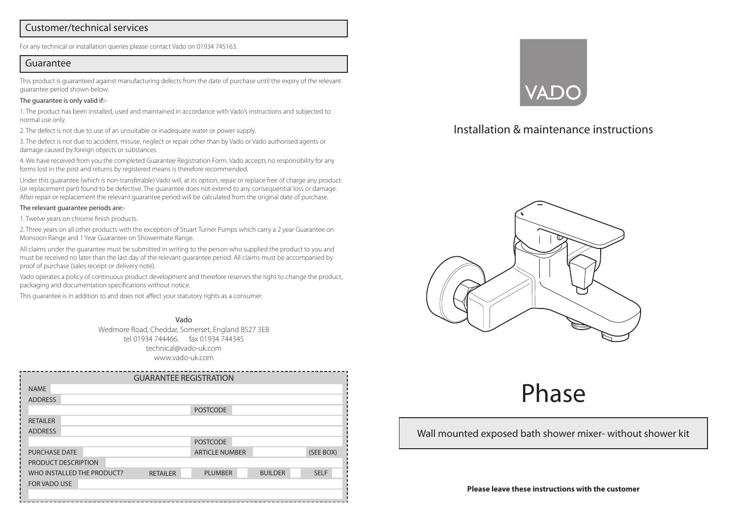## Customer/technical services

For any technical or installation queries please contact Vado on 01934 745163.

## Guarantee

This product is guaranteed against manufacturing defects from the date of purchase until the expiry of the relevant guarantee period shown below.

The guarantee is only valid if:-

1. The product has been installed, used and maintained in accordance with Vado's instructions and subjected to normal use only.
2. The defect is not due to use of an unsuitable or inadequate water or power supply.
3. The defect is not due to accident, misuse, neglect or repair other than by Vado or Vado authorised agents or damage caused by foreign objects or substances.
4. We have received from you the completed Guarantee Registration Form. Vado accepts no responsibility for any forms lost in the post and returns by registered means is therefore recommended.

Under this guarantee (which is non-transferable) Vado will, at its option, repair or replace free of charge any product (or replacement part) found to be defective. The guarantee does not extend to any consequential loss or damage. After repair or replacement the relevant guarantee period will be calculated from the original date of purchase.

The relevant guarantee periods are:-

1. Twelve years on chrome finish products.
2. Three years on all other products with the exception of Stuart Turner Pumps which carry a 2 year Guarantee on Monsoon Range and 1 Year Guarantee on Showermate Range.

All claims under the guarantee must be submitted in writing to the person who supplied the product to you and must be received no later than the last day of the relevant guarantee period. All claims must be accompanied by proof of purchase (sales receipt or delivery note).

Vado operates a policy of continuous product development and therefore reserves the right to change the product, packaging and documentation specifications without notice.

This guarantee is in addition to and does not affect your statutory rights as a consumer.

Vado
Wedmore Road, Cheddar, Somerset, England BS27 3EB
tel 01934 744466. fax 01934 744345
technical@vado-uk.com
www.vado-uk.com

| GUARANTEE REGISTRATION | | | | | | | |
|---|---|---|---|---|---|---|---|
| NAME | | | | | | | |
| ADDRESS | | | | | | | |
| | | | POSTCODE | | | | |
| RETAILER | | | | | | | |
| ADDRESS | | | | | | | |
| | | | POSTCODE | | | | |
| PURCHASE DATE | | | ARTICLE NUMBER | | | (SEE BOX) | |
| PRODUCT DESCRIPTION | | | | | | | |
| WHO INSTALLED THE PRODUCT? | RETAILER | | PLUMBER | | BUILDER | | SELF |
| FOR VADO USE | | | | | | | |

VADO

## Installation & maintenance instructions

# Phase

Wall mounted exposed bath shower mixer- without shower kit

**Please leave these instructions with the customer**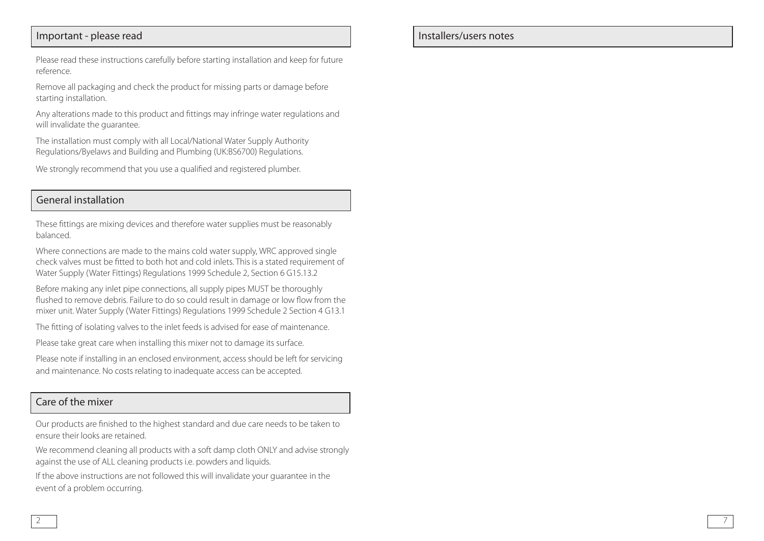## Important - please read

Please read these instructions carefully before starting installation and keep for future reference.

Remove all packaging and check the product for missing parts or damage before starting installation.

Any alterations made to this product and fittings may infringe water regulations and will invalidate the guarantee.

The installation must comply with all Local/National Water Supply Authority Regulations/Byelaws and Building and Plumbing (UK:BS6700) Regulations.

We strongly recommend that you use a qualified and registered plumber.

## General installation

These fittings are mixing devices and therefore water supplies must be reasonably balanced.

Where connections are made to the mains cold water supply, WRC approved single check valves must be fitted to both hot and cold inlets. This is a stated requirement of Water Supply (Water Fittings) Regulations 1999 Schedule 2, Section 6 G15.13.2

Before making any inlet pipe connections, all supply pipes MUST be thoroughly flushed to remove debris. Failure to do so could result in damage or low flow from the mixer unit. Water Supply (Water Fittings) Regulations 1999 Schedule 2 Section 4 G13.1

The fitting of isolating valves to the inlet feeds is advised for ease of maintenance.

Please take great care when installing this mixer not to damage its surface.

Please note if installing in an enclosed environment, access should be left for servicing and maintenance. No costs relating to inadequate access can be accepted.

## Care of the mixer

Our products are finished to the highest standard and due care needs to be taken to ensure their looks are retained.

We recommend cleaning all products with a soft damp cloth ONLY and advise strongly against the use of ALL cleaning products i.e. powders and liquids.

If the above instructions are not followed this will invalidate your guarantee in the event of a problem occurring.

## Installers/users notes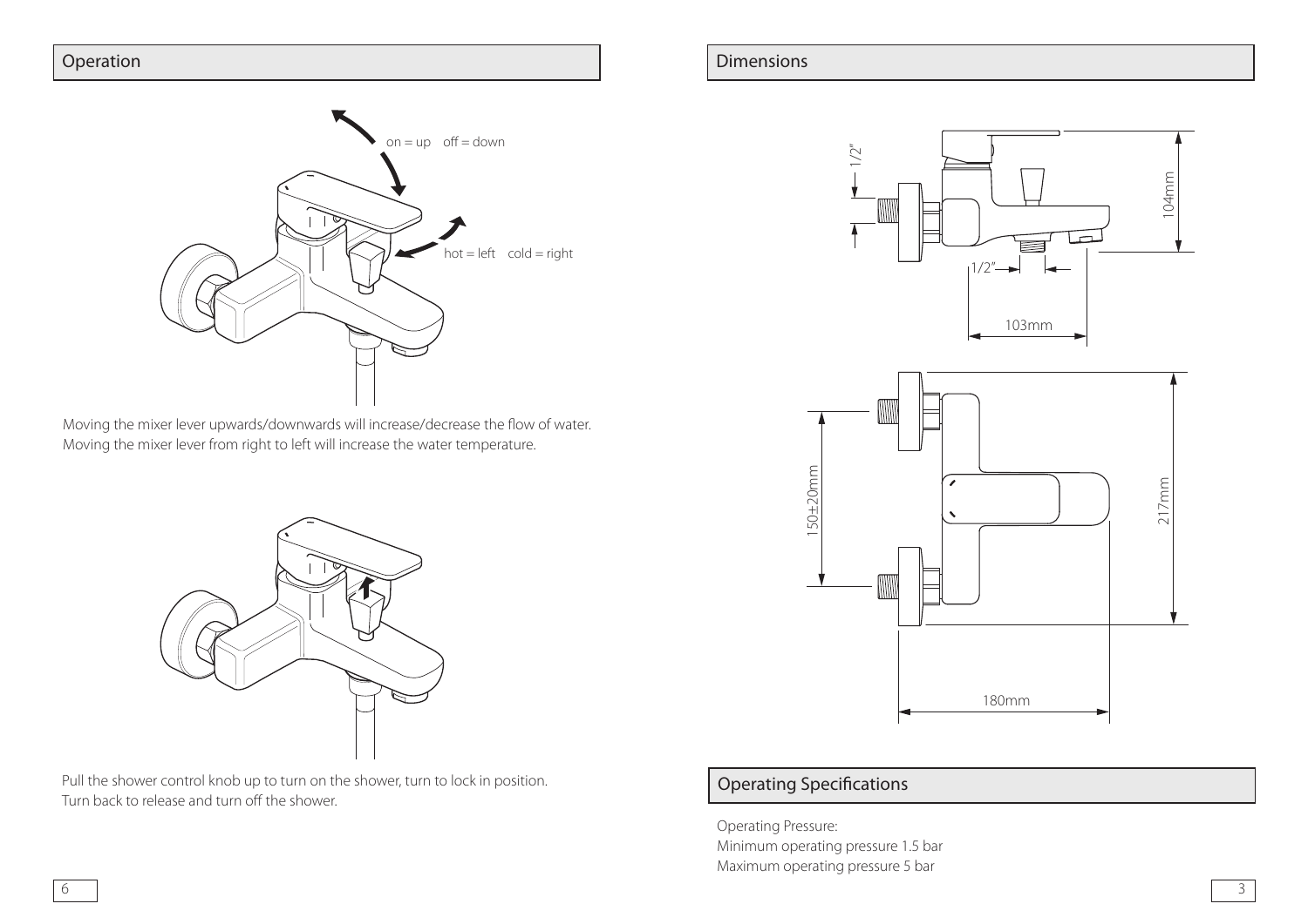## Operation

on = up off = down

hot = left cold = right

Moving the mixer lever upwards/downwards will increase/decrease the flow of water.
Moving the mixer lever from right to left will increase the water temperature.

Pull the shower control knob up to turn on the shower, turn to lock in position.
Turn back to release and turn off the shower.

## Dimensions

1/2"

104mm

1/2"

103mm

150±20mm

217mm

180mm

## Operating Specifications

Operating Pressure:
Minimum operating pressure 1.5 bar
Maximum operating pressure 5 bar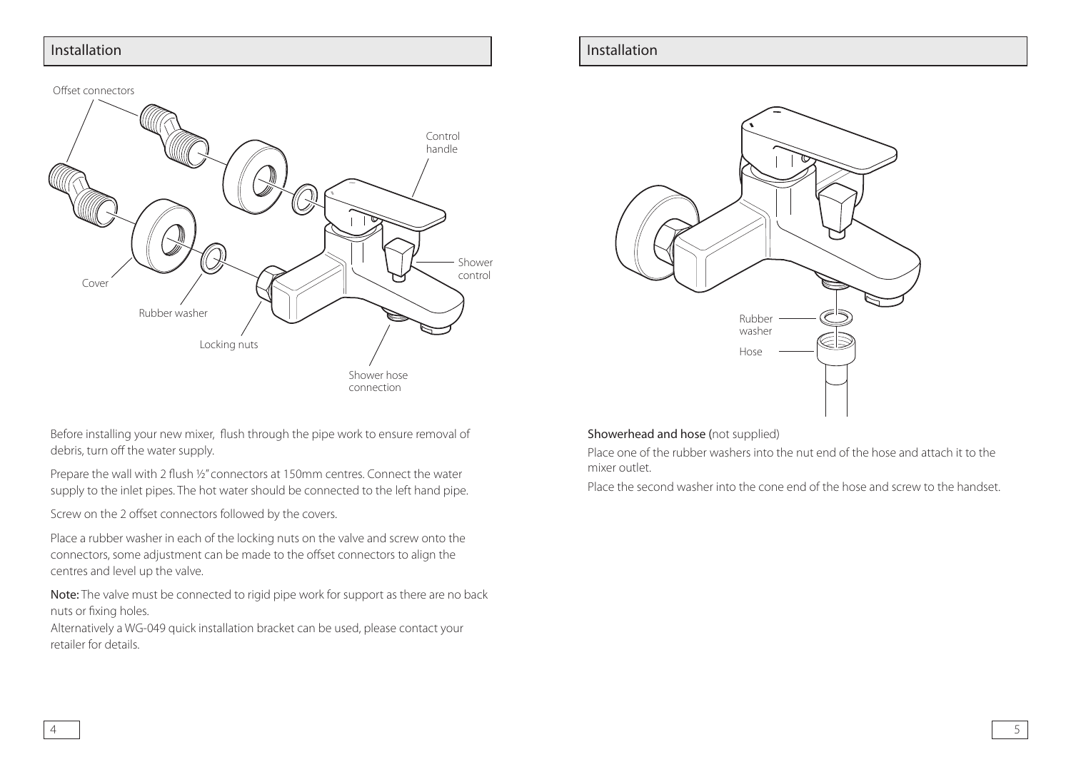## Installation

Offset connectors

Control handle

Shower control

Cover

Rubber washer

Locking nuts

Shower hose connection

Before installing your new mixer, flush through the pipe work to ensure removal of debris, turn off the water supply.

Prepare the wall with 2 flush ½" connectors at 150mm centres. Connect the water supply to the inlet pipes. The hot water should be connected to the left hand pipe.

Screw on the 2 offset connectors followed by the covers.

Place a rubber washer in each of the locking nuts on the valve and screw onto the connectors, some adjustment can be made to the offset connectors to align the centres and level up the valve.

**Note:** The valve must be connected to rigid pipe work for support as there are no back nuts or fixing holes.
Alternatively a WG-049 quick installation bracket can be used, please contact your retailer for details.

## Installation

Rubber washer

Hose

**Showerhead and hose** (not supplied)

Place one of the rubber washers into the nut end of the hose and attach it to the mixer outlet.

Place the second washer into the cone end of the hose and screw to the handset.